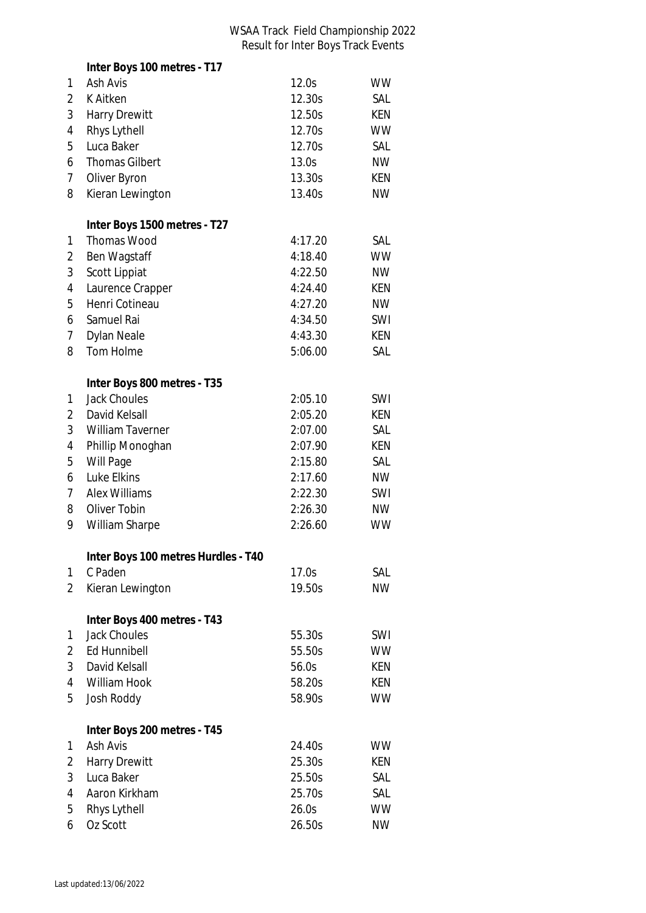# WSAA Track Field Championship 2022

## Result for Inter Boys Track Events

### Inter Boys 100 metres - T17

| | | | |
|---|---|---|---|
| 1 | Ash Avis | 12.0s | WW |
| 2 | K Aitken | 12.30s | SAL |
| 3 | Harry Drewitt | 12.50s | KEN |
| 4 | Rhys Lythell | 12.70s | WW |
| 5 | Luca Baker | 12.70s | SAL |
| 6 | Thomas Gilbert | 13.0s | NW |
| 7 | Oliver Byron | 13.30s | KEN |
| 8 | Kieran Lewington | 13.40s | NW |

### Inter Boys 1500 metres - T27

| | | | |
|---|---|---|---|
| 1 | Thomas Wood | 4:17.20 | SAL |
| 2 | Ben Wagstaff | 4:18.40 | WW |
| 3 | Scott Lippiat | 4:22.50 | NW |
| 4 | Laurence Crapper | 4:24.40 | KEN |
| 5 | Henri Cotineau | 4:27.20 | NW |
| 6 | Samuel Rai | 4:34.50 | SWI |
| 7 | Dylan Neale | 4:43.30 | KEN |
| 8 | Tom Holme | 5:06.00 | SAL |

### Inter Boys 800 metres - T35

| | | | |
|---|---|---|---|
| 1 | Jack Choules | 2:05.10 | SWI |
| 2 | David Kelsall | 2:05.20 | KEN |
| 3 | William Taverner | 2:07.00 | SAL |
| 4 | Phillip Monoghan | 2:07.90 | KEN |
| 5 | Will Page | 2:15.80 | SAL |
| 6 | Luke Elkins | 2:17.60 | NW |
| 7 | Alex Williams | 2:22.30 | SWI |
| 8 | Oliver Tobin | 2:26.30 | NW |
| 9 | William Sharpe | 2:26.60 | WW |

### Inter Boys 100 metres Hurdles - T40

| | | | |
|---|---|---|---|
| 1 | C Paden | 17.0s | SAL |
| 2 | Kieran Lewington | 19.50s | NW |

### Inter Boys 400 metres - T43

| | | | |
|---|---|---|---|
| 1 | Jack Choules | 55.30s | SWI |
| 2 | Ed Hunnibell | 55.50s | WW |
| 3 | David Kelsall | 56.0s | KEN |
| 4 | William Hook | 58.20s | KEN |
| 5 | Josh Roddy | 58.90s | WW |

### Inter Boys 200 metres - T45

| | | | |
|---|---|---|---|
| 1 | Ash Avis | 24.40s | WW |
| 2 | Harry Drewitt | 25.30s | KEN |
| 3 | Luca Baker | 25.50s | SAL |
| 4 | Aaron Kirkham | 25.70s | SAL |
| 5 | Rhys Lythell | 26.0s | WW |
| 6 | Oz Scott | 26.50s | NW |

Last updated:13/06/2022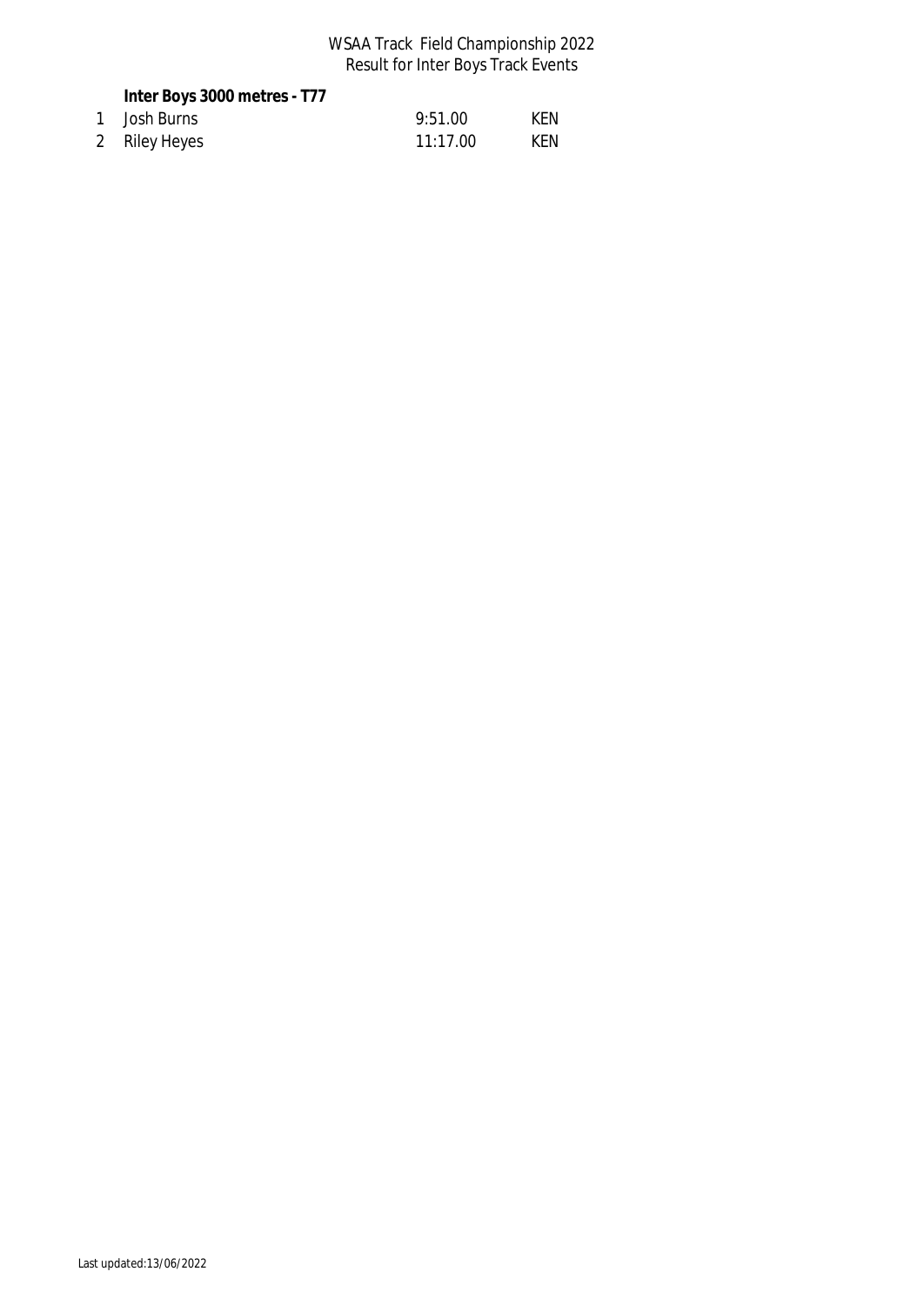WSAA Track Field Championship 2022
Result for Inter Boys Track Events

**Inter Boys 3000 metres - T77**

| | | | |
|---|---|---|---|
| 1 | Josh Burns | 9:51.00 | KEN |
| 2 | Riley Heyes | 11:17.00 | KEN |

Last updated:13/06/2022